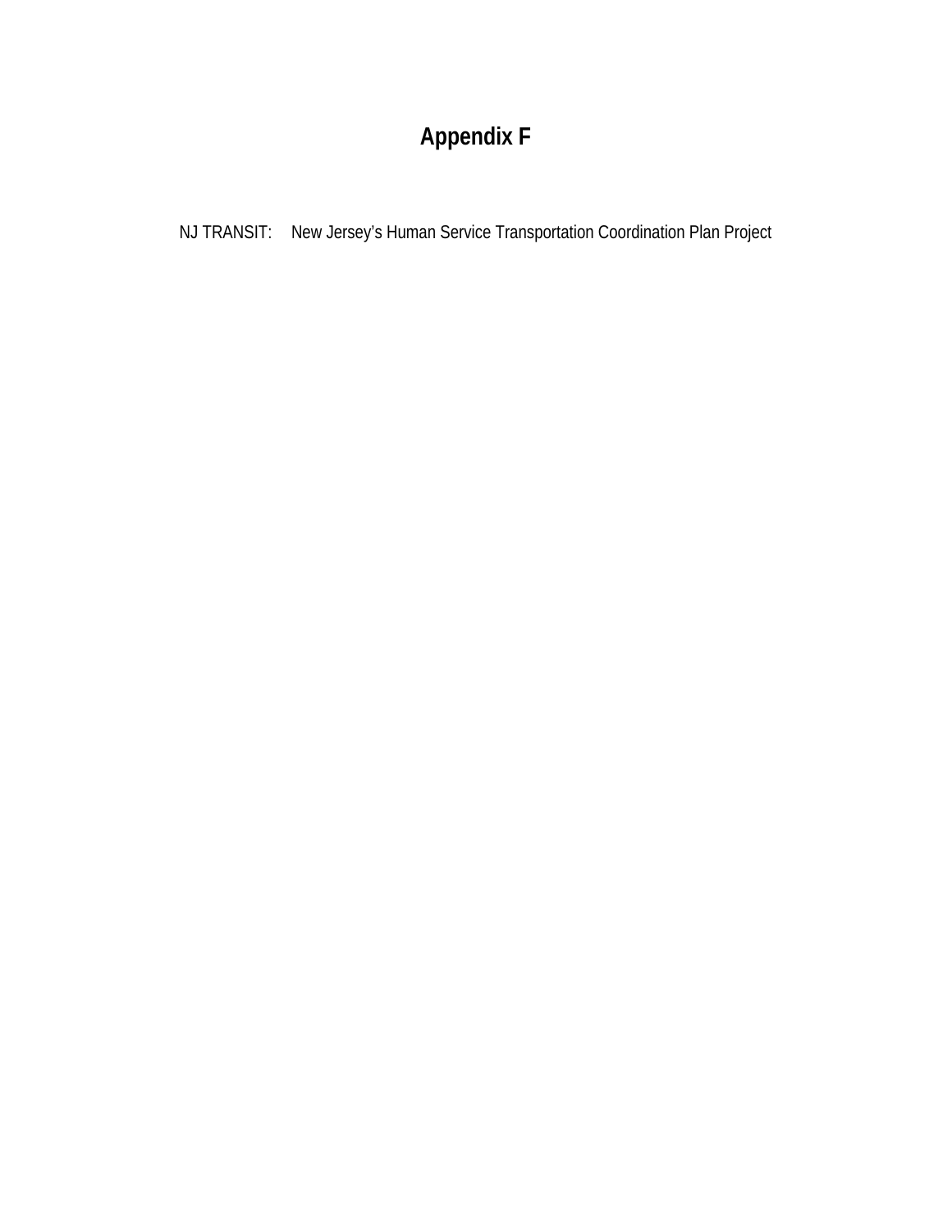# Appendix F

NJ TRANSIT: New Jersey's Human Service Transportation Coordination Plan Project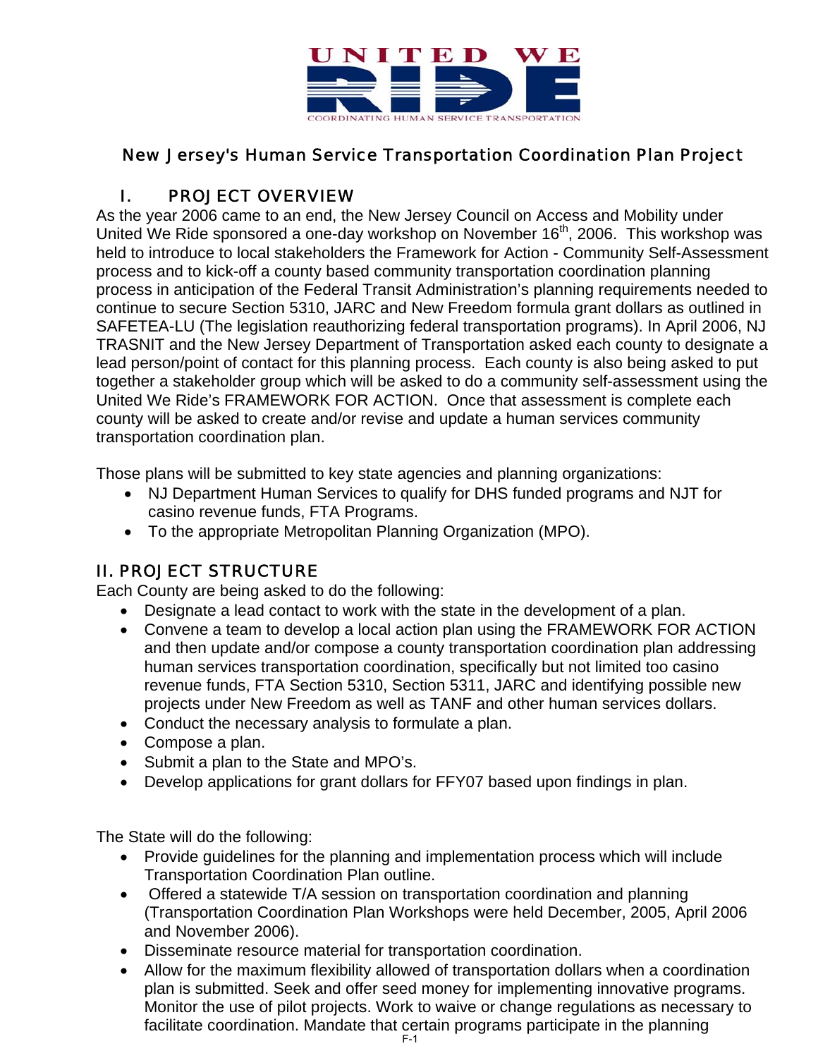UNITED WE RIDE

COORDINATING HUMAN SERVICE TRANSPORTATION

## New Jersey's Human Service Transportation Coordination Plan Project

## I. PROJECT OVERVIEW

As the year 2006 came to an end, the New Jersey Council on Access and Mobility under United We Ride sponsored a one-day workshop on November 16th, 2006. This workshop was held to introduce to local stakeholders the Framework for Action - Community Self-Assessment process and to kick-off a county based community transportation coordination planning process in anticipation of the Federal Transit Administration's planning requirements needed to continue to secure Section 5310, JARC and New Freedom formula grant dollars as outlined in SAFETEA-LU (The legislation reauthorizing federal transportation programs). In April 2006, NJ TRASNIT and the New Jersey Department of Transportation asked each county to designate a lead person/point of contact for this planning process. Each county is also being asked to put together a stakeholder group which will be asked to do a community self-assessment using the United We Ride's FRAMEWORK FOR ACTION. Once that assessment is complete each county will be asked to create and/or revise and update a human services community transportation coordination plan.

Those plans will be submitted to key state agencies and planning organizations:

- NJ Department Human Services to qualify for DHS funded programs and NJT for casino revenue funds, FTA Programs.
- To the appropriate Metropolitan Planning Organization (MPO).

## II. PROJECT STRUCTURE

Each County are being asked to do the following:

- Designate a lead contact to work with the state in the development of a plan.
- Convene a team to develop a local action plan using the FRAMEWORK FOR ACTION and then update and/or compose a county transportation coordination plan addressing human services transportation coordination, specifically but not limited too casino revenue funds, FTA Section 5310, Section 5311, JARC and identifying possible new projects under New Freedom as well as TANF and other human services dollars.
- Conduct the necessary analysis to formulate a plan.
- Compose a plan.
- Submit a plan to the State and MPO's.
- Develop applications for grant dollars for FFY07 based upon findings in plan.

The State will do the following:

- Provide guidelines for the planning and implementation process which will include Transportation Coordination Plan outline.
- Offered a statewide T/A session on transportation coordination and planning (Transportation Coordination Plan Workshops were held December, 2005, April 2006 and November 2006).
- Disseminate resource material for transportation coordination.
- Allow for the maximum flexibility allowed of transportation dollars when a coordination plan is submitted. Seek and offer seed money for implementing innovative programs. Monitor the use of pilot projects. Work to waive or change regulations as necessary to facilitate coordination. Mandate that certain programs participate in the planning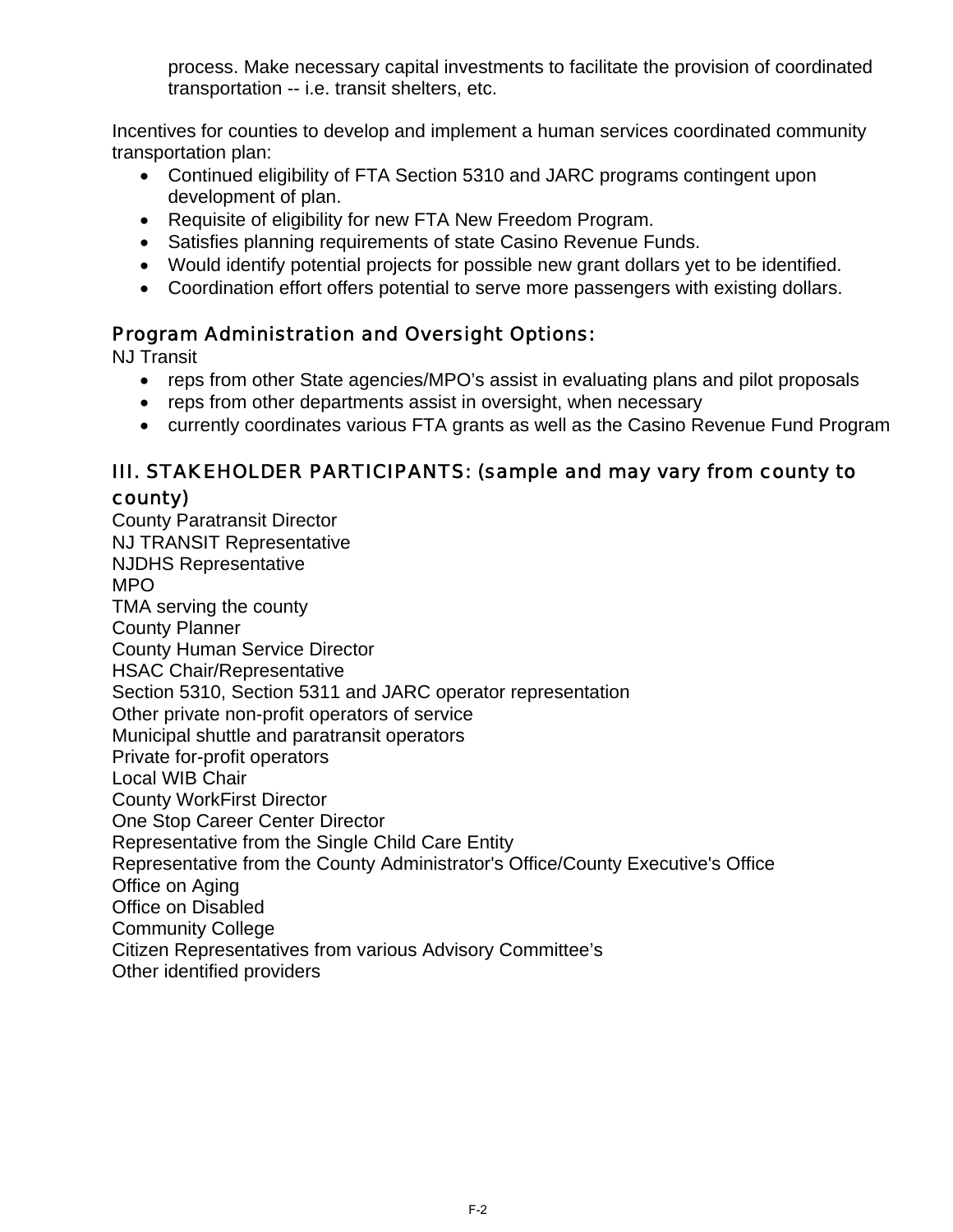process. Make necessary capital investments to facilitate the provision of coordinated transportation -- i.e. transit shelters, etc.

Incentives for counties to develop and implement a human services coordinated community transportation plan:

- Continued eligibility of FTA Section 5310 and JARC programs contingent upon development of plan.
- Requisite of eligibility for new FTA New Freedom Program.
- Satisfies planning requirements of state Casino Revenue Funds.
- Would identify potential projects for possible new grant dollars yet to be identified.
- Coordination effort offers potential to serve more passengers with existing dollars.

## Program Administration and Oversight Options:

NJ Transit

- reps from other State agencies/MPO's assist in evaluating plans and pilot proposals
- reps from other departments assist in oversight, when necessary
- currently coordinates various FTA grants as well as the Casino Revenue Fund Program

## III. STAKEHOLDER PARTICIPANTS: (sample and may vary from county to county)

County Paratransit Director
NJ TRANSIT Representative
NJDHS Representative
MPO
TMA serving the county
County Planner
County Human Service Director
HSAC Chair/Representative
Section 5310, Section 5311 and JARC operator representation
Other private non-profit operators of service
Municipal shuttle and paratransit operators
Private for-profit operators
Local WIB Chair
County WorkFirst Director
One Stop Career Center Director
Representative from the Single Child Care Entity
Representative from the County Administrator's Office/County Executive's Office
Office on Aging
Office on Disabled
Community College
Citizen Representatives from various Advisory Committee's
Other identified providers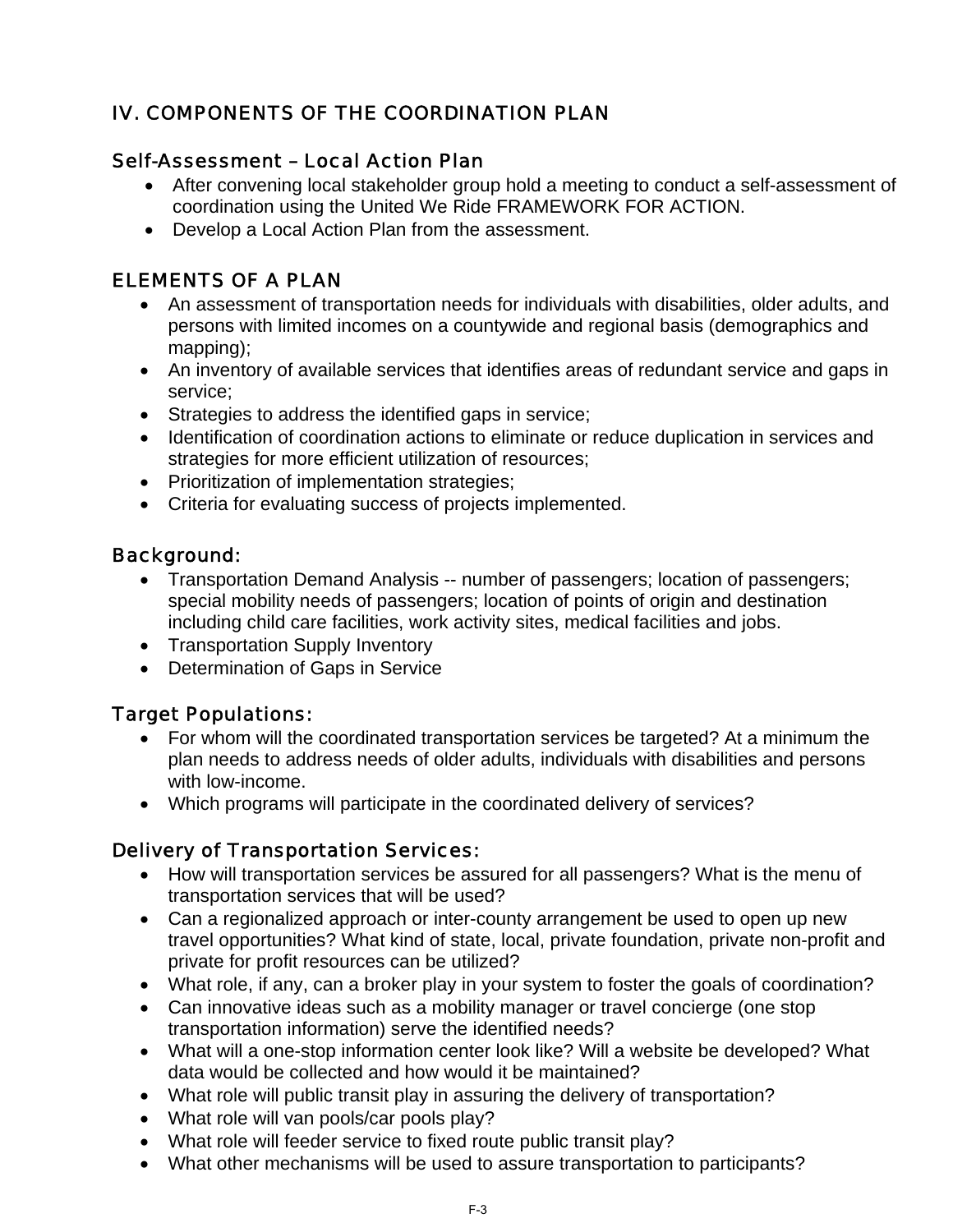## IV. COMPONENTS OF THE COORDINATION PLAN

### Self-Assessment – Local Action Plan

- After convening local stakeholder group hold a meeting to conduct a self-assessment of coordination using the United We Ride FRAMEWORK FOR ACTION.
- Develop a Local Action Plan from the assessment.

### ELEMENTS OF A PLAN

- An assessment of transportation needs for individuals with disabilities, older adults, and persons with limited incomes on a countywide and regional basis (demographics and mapping);
- An inventory of available services that identifies areas of redundant service and gaps in service;
- Strategies to address the identified gaps in service;
- Identification of coordination actions to eliminate or reduce duplication in services and strategies for more efficient utilization of resources;
- Prioritization of implementation strategies;
- Criteria for evaluating success of projects implemented.

### Background:

- Transportation Demand Analysis -- number of passengers; location of passengers; special mobility needs of passengers; location of points of origin and destination including child care facilities, work activity sites, medical facilities and jobs.
- Transportation Supply Inventory
- Determination of Gaps in Service

### Target Populations:

- For whom will the coordinated transportation services be targeted? At a minimum the plan needs to address needs of older adults, individuals with disabilities and persons with low-income.
- Which programs will participate in the coordinated delivery of services?

### Delivery of Transportation Services:

- How will transportation services be assured for all passengers? What is the menu of transportation services that will be used?
- Can a regionalized approach or inter-county arrangement be used to open up new travel opportunities? What kind of state, local, private foundation, private non-profit and private for profit resources can be utilized?
- What role, if any, can a broker play in your system to foster the goals of coordination?
- Can innovative ideas such as a mobility manager or travel concierge (one stop transportation information) serve the identified needs?
- What will a one-stop information center look like? Will a website be developed? What data would be collected and how would it be maintained?
- What role will public transit play in assuring the delivery of transportation?
- What role will van pools/car pools play?
- What role will feeder service to fixed route public transit play?
- What other mechanisms will be used to assure transportation to participants?